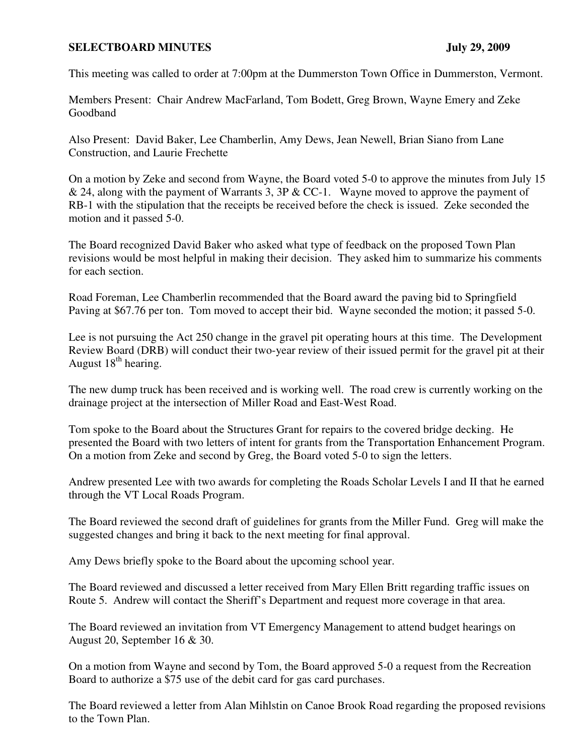**SELECTBOARD MINUTES** **July 29, 2009**

This meeting was called to order at 7:00pm at the Dummerston Town Office in Dummerston, Vermont.

Members Present: Chair Andrew MacFarland, Tom Bodett, Greg Brown, Wayne Emery and Zeke Goodband

Also Present: David Baker, Lee Chamberlin, Amy Dews, Jean Newell, Brian Siano from Lane Construction, and Laurie Frechette

On a motion by Zeke and second from Wayne, the Board voted 5-0 to approve the minutes from July 15 & 24, along with the payment of Warrants 3, 3P & CC-1. Wayne moved to approve the payment of RB-1 with the stipulation that the receipts be received before the check is issued. Zeke seconded the motion and it passed 5-0.

The Board recognized David Baker who asked what type of feedback on the proposed Town Plan revisions would be most helpful in making their decision. They asked him to summarize his comments for each section.

Road Foreman, Lee Chamberlin recommended that the Board award the paving bid to Springfield Paving at $67.76 per ton. Tom moved to accept their bid. Wayne seconded the motion; it passed 5-0.

Lee is not pursuing the Act 250 change in the gravel pit operating hours at this time. The Development Review Board (DRB) will conduct their two-year review of their issued permit for the gravel pit at their August 18th hearing.

The new dump truck has been received and is working well. The road crew is currently working on the drainage project at the intersection of Miller Road and East-West Road.

Tom spoke to the Board about the Structures Grant for repairs to the covered bridge decking. He presented the Board with two letters of intent for grants from the Transportation Enhancement Program. On a motion from Zeke and second by Greg, the Board voted 5-0 to sign the letters.

Andrew presented Lee with two awards for completing the Roads Scholar Levels I and II that he earned through the VT Local Roads Program.

The Board reviewed the second draft of guidelines for grants from the Miller Fund. Greg will make the suggested changes and bring it back to the next meeting for final approval.

Amy Dews briefly spoke to the Board about the upcoming school year.

The Board reviewed and discussed a letter received from Mary Ellen Britt regarding traffic issues on Route 5. Andrew will contact the Sheriff's Department and request more coverage in that area.

The Board reviewed an invitation from VT Emergency Management to attend budget hearings on August 20, September 16 & 30.

On a motion from Wayne and second by Tom, the Board approved 5-0 a request from the Recreation Board to authorize a $75 use of the debit card for gas card purchases.

The Board reviewed a letter from Alan Mihlstin on Canoe Brook Road regarding the proposed revisions to the Town Plan.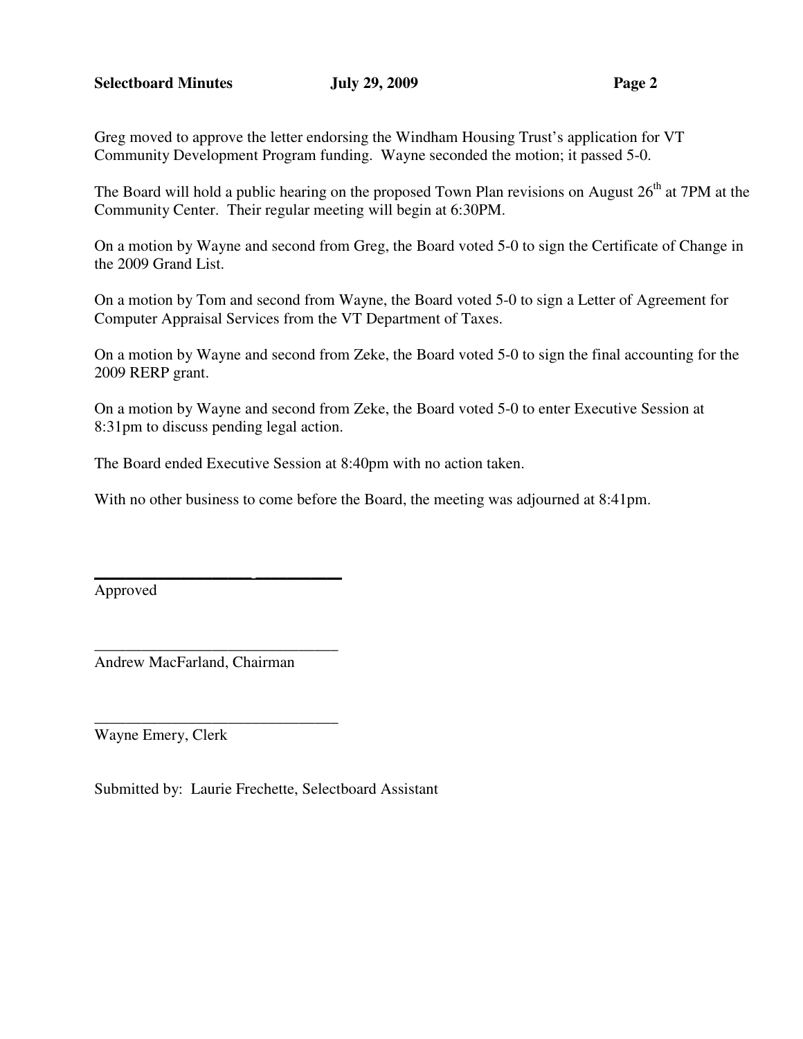Greg moved to approve the letter endorsing the Windham Housing Trust's application for VT Community Development Program funding. Wayne seconded the motion; it passed 5-0.

The Board will hold a public hearing on the proposed Town Plan revisions on August 26th at 7PM at the Community Center. Their regular meeting will begin at 6:30PM.

On a motion by Wayne and second from Greg, the Board voted 5-0 to sign the Certificate of Change in the 2009 Grand List.

On a motion by Tom and second from Wayne, the Board voted 5-0 to sign a Letter of Agreement for Computer Appraisal Services from the VT Department of Taxes.

On a motion by Wayne and second from Zeke, the Board voted 5-0 to sign the final accounting for the 2009 RERP grant.

On a motion by Wayne and second from Zeke, the Board voted 5-0 to enter Executive Session at 8:31pm to discuss pending legal action.

The Board ended Executive Session at 8:40pm with no action taken.

With no other business to come before the Board, the meeting was adjourned at 8:41pm.

\_\_\_\_\_\_\_\_\_\_\_\_\_\_\_\_\_\_\_\_\_\_\_\_\_\_\_\_\_\_
Approved

\_\_\_\_\_\_\_\_\_\_\_\_\_\_\_\_\_\_\_\_\_\_\_\_\_\_\_\_\_\_
Andrew MacFarland, Chairman

\_\_\_\_\_\_\_\_\_\_\_\_\_\_\_\_\_\_\_\_\_\_\_\_\_\_\_\_\_\_
Wayne Emery, Clerk

Submitted by: Laurie Frechette, Selectboard Assistant